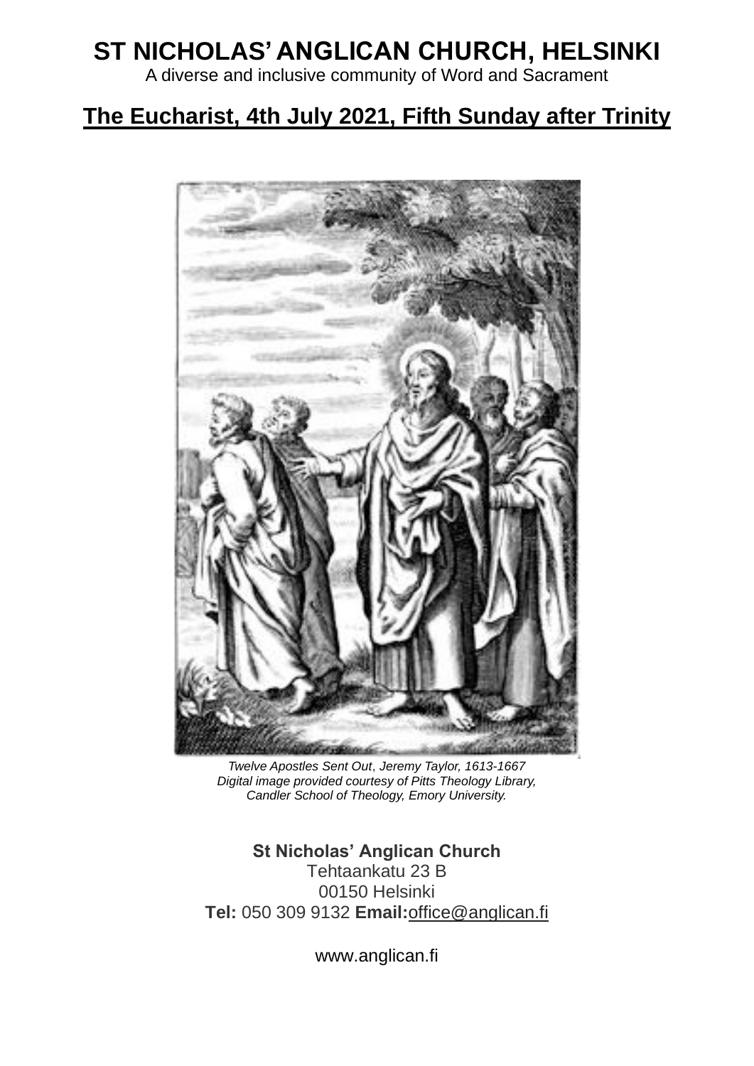# ST NICHOLAS' ANGLICAN CHURCH, HELSINKI

A diverse and inclusive community of Word and Sacrament

## The Eucharist, 4th July 2021, Fifth Sunday after Trinity

*Twelve Apostles Sent Out*, *Jeremy Taylor, 1613-1667*
*Digital image provided courtesy of Pitts Theology Library, Candler School of Theology, Emory University.*

**St Nicholas' Anglican Church**
Tehtaankatu 23 B
00150 Helsinki
**Tel:** 050 309 9132 **Email:** office@anglican.fi

www.anglican.fi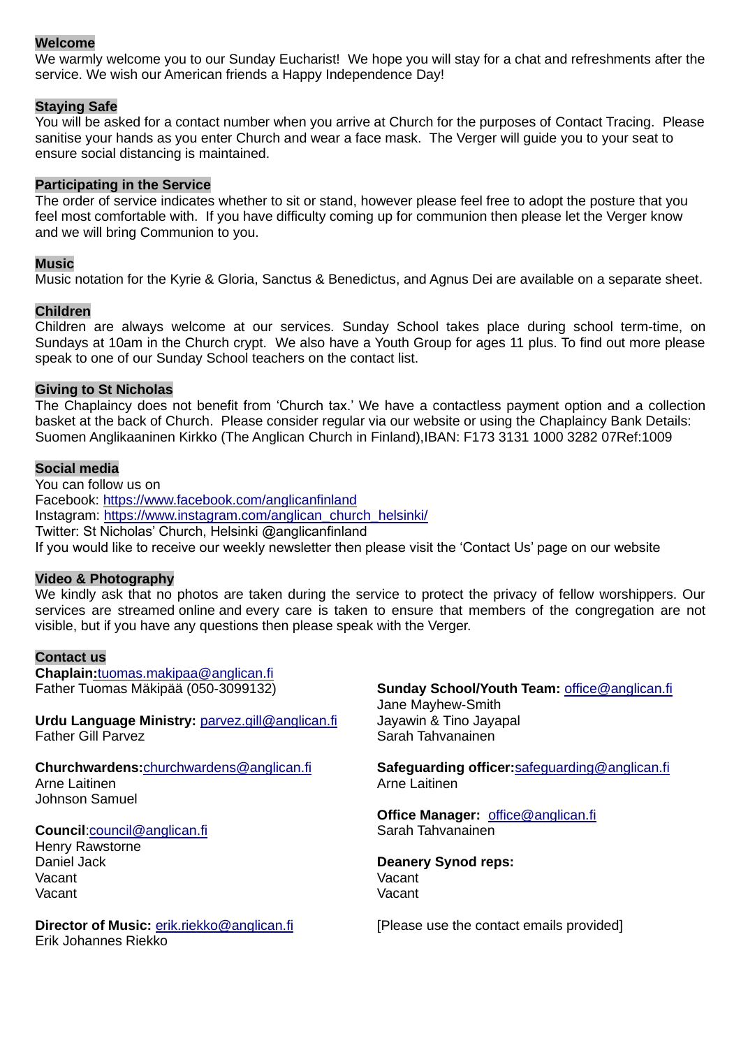## Welcome

We warmly welcome you to our Sunday Eucharist! We hope you will stay for a chat and refreshments after the service. We wish our American friends a Happy Independence Day!

## Staying Safe

You will be asked for a contact number when you arrive at Church for the purposes of Contact Tracing. Please sanitise your hands as you enter Church and wear a face mask. The Verger will guide you to your seat to ensure social distancing is maintained.

## Participating in the Service

The order of service indicates whether to sit or stand, however please feel free to adopt the posture that you feel most comfortable with. If you have difficulty coming up for communion then please let the Verger know and we will bring Communion to you.

## Music

Music notation for the Kyrie & Gloria, Sanctus & Benedictus, and Agnus Dei are available on a separate sheet.

## Children

Children are always welcome at our services. Sunday School takes place during school term-time, on Sundays at 10am in the Church crypt. We also have a Youth Group for ages 11 plus. To find out more please speak to one of our Sunday School teachers on the contact list.

## Giving to St Nicholas

The Chaplaincy does not benefit from 'Church tax.' We have a contactless payment option and a collection basket at the back of Church. Please consider regular via our website or using the Chaplaincy Bank Details: Suomen Anglikaaninen Kirkko (The Anglican Church in Finland),IBAN: F173 3131 1000 3282 07Ref:1009

## Social media

You can follow us on
Facebook: https://www.facebook.com/anglicanfinland
Instagram: https://www.instagram.com/anglican_church_helsinki/
Twitter: St Nicholas' Church, Helsinki @anglicanfinland
If you would like to receive our weekly newsletter then please visit the 'Contact Us' page on our website

## Video & Photography

We kindly ask that no photos are taken during the service to protect the privacy of fellow worshippers. Our services are streamed online and every care is taken to ensure that members of the congregation are not visible, but if you have any questions then please speak with the Verger.

## Contact us

**Chaplain:** tuomas.makipaa@anglican.fi
Father Tuomas Mäkipää (050-3099132)

**Urdu Language Ministry:** parvez.gill@anglican.fi
Father Gill Parvez

**Churchwardens:** churchwardens@anglican.fi
Arne Laitinen
Johnson Samuel

**Council**: council@anglican.fi
Henry Rawstorne
Daniel Jack
Vacant
Vacant

**Director of Music:** erik.riekko@anglican.fi
Erik Johannes Riekko

**Sunday School/Youth Team:** office@anglican.fi
Jane Mayhew-Smith
Jayawin & Tino Jayapal
Sarah Tahvanainen

**Safeguarding officer:** safeguarding@anglican.fi
Arne Laitinen

**Office Manager:** office@anglican.fi
Sarah Tahvanainen

**Deanery Synod reps:**
Vacant
Vacant

[Please use the contact emails provided]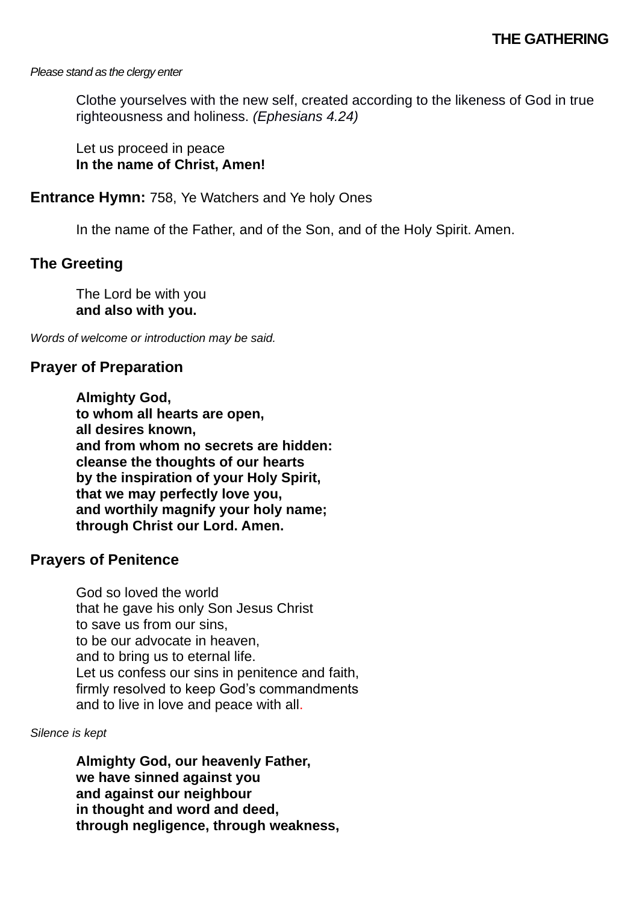## THE GATHERING

*Please stand as the clergy enter*

Clothe yourselves with the new self, created according to the likeness of God in true righteousness and holiness. *(Ephesians 4.24)*

Let us proceed in peace
**In the name of Christ, Amen!**

**Entrance Hymn:** 758, Ye Watchers and Ye holy Ones

In the name of the Father, and of the Son, and of the Holy Spirit. Amen.

### The Greeting

The Lord be with you
**and also with you.**

*Words of welcome or introduction may be said.*

### Prayer of Preparation

**Almighty God,
to whom all hearts are open,
all desires known,
and from whom no secrets are hidden:
cleanse the thoughts of our hearts
by the inspiration of your Holy Spirit,
that we may perfectly love you,
and worthily magnify your holy name;
through Christ our Lord. Amen.**

### Prayers of Penitence

God so loved the world
that he gave his only Son Jesus Christ
to save us from our sins,
to be our advocate in heaven,
and to bring us to eternal life.
Let us confess our sins in penitence and faith,
firmly resolved to keep God's commandments
and to live in love and peace with all.

*Silence is kept*

**Almighty God, our heavenly Father,
we have sinned against you
and against our neighbour
in thought and word and deed,
through negligence, through weakness,**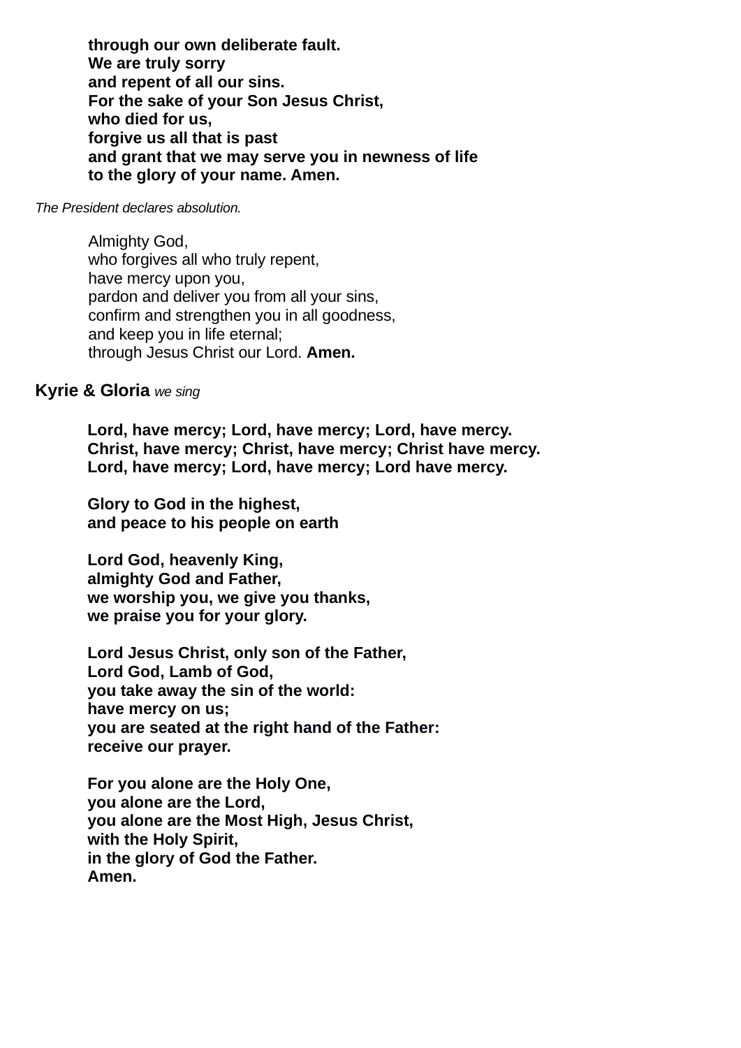**through our own deliberate fault.**
**We are truly sorry**
**and repent of all our sins.**
**For the sake of your Son Jesus Christ,**
**who died for us,**
**forgive us all that is past**
**and grant that we may serve you in newness of life**
**to the glory of your name. Amen.**

*The President declares absolution.*

Almighty God,
who forgives all who truly repent,
have mercy upon you,
pardon and deliver you from all your sins,
confirm and strengthen you in all goodness,
and keep you in life eternal;
through Jesus Christ our Lord. **Amen.**

**Kyrie & Gloria** *we sing*

**Lord, have mercy; Lord, have mercy; Lord, have mercy.**
**Christ, have mercy; Christ, have mercy; Christ have mercy.**
**Lord, have mercy; Lord, have mercy; Lord have mercy.**

**Glory to God in the highest,**
**and peace to his people on earth**

**Lord God, heavenly King,**
**almighty God and Father,**
**we worship you, we give you thanks,**
**we praise you for your glory.**

**Lord Jesus Christ, only son of the Father,**
**Lord God, Lamb of God,**
**you take away the sin of the world:**
**have mercy on us;**
**you are seated at the right hand of the Father:**
**receive our prayer.**

**For you alone are the Holy One,**
**you alone are the Lord,**
**you alone are the Most High, Jesus Christ,**
**with the Holy Spirit,**
**in the glory of God the Father.**
**Amen.**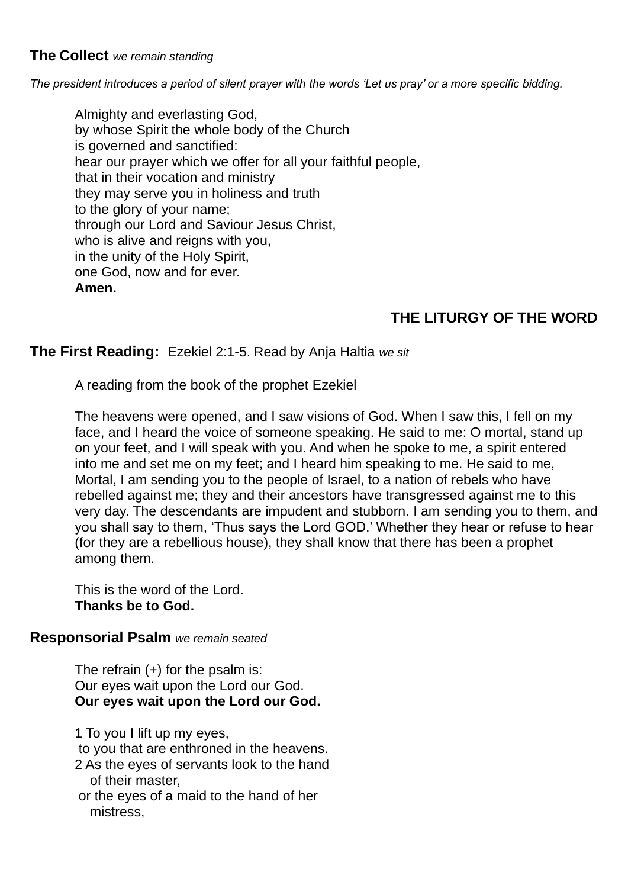**The Collect** *we remain standing*

*The president introduces a period of silent prayer with the words 'Let us pray' or a more specific bidding.*

Almighty and everlasting God,  
by whose Spirit the whole body of the Church  
is governed and sanctified:  
hear our prayer which we offer for all your faithful people,  
that in their vocation and ministry  
they may serve you in holiness and truth  
to the glory of your name;  
through our Lord and Saviour Jesus Christ,  
who is alive and reigns with you,  
in the unity of the Holy Spirit,  
one God, now and for ever.  
**Amen.**

## THE LITURGY OF THE WORD

**The First Reading:** Ezekiel 2:1-5. Read by Anja Haltia *we sit*

A reading from the book of the prophet Ezekiel

The heavens were opened, and I saw visions of God. When I saw this, I fell on my face, and I heard the voice of someone speaking. He said to me: O mortal, stand up on your feet, and I will speak with you. And when he spoke to me, a spirit entered into me and set me on my feet; and I heard him speaking to me. He said to me, Mortal, I am sending you to the people of Israel, to a nation of rebels who have rebelled against me; they and their ancestors have transgressed against me to this very day. The descendants are impudent and stubborn. I am sending you to them, and you shall say to them, 'Thus says the Lord GOD.' Whether they hear or refuse to hear (for they are a rebellious house), they shall know that there has been a prophet among them.

This is the word of the Lord.  
**Thanks be to God.**

**Responsorial Psalm** *we remain seated*

The refrain (+) for the psalm is:  
Our eyes wait upon the Lord our God.  
**Our eyes wait upon the Lord our God.**

1 To you I lift up my eyes,  
 to you that are enthroned in the heavens.  
2 As the eyes of servants look to the hand  
  of their master,  
 or the eyes of a maid to the hand of her  
  mistress,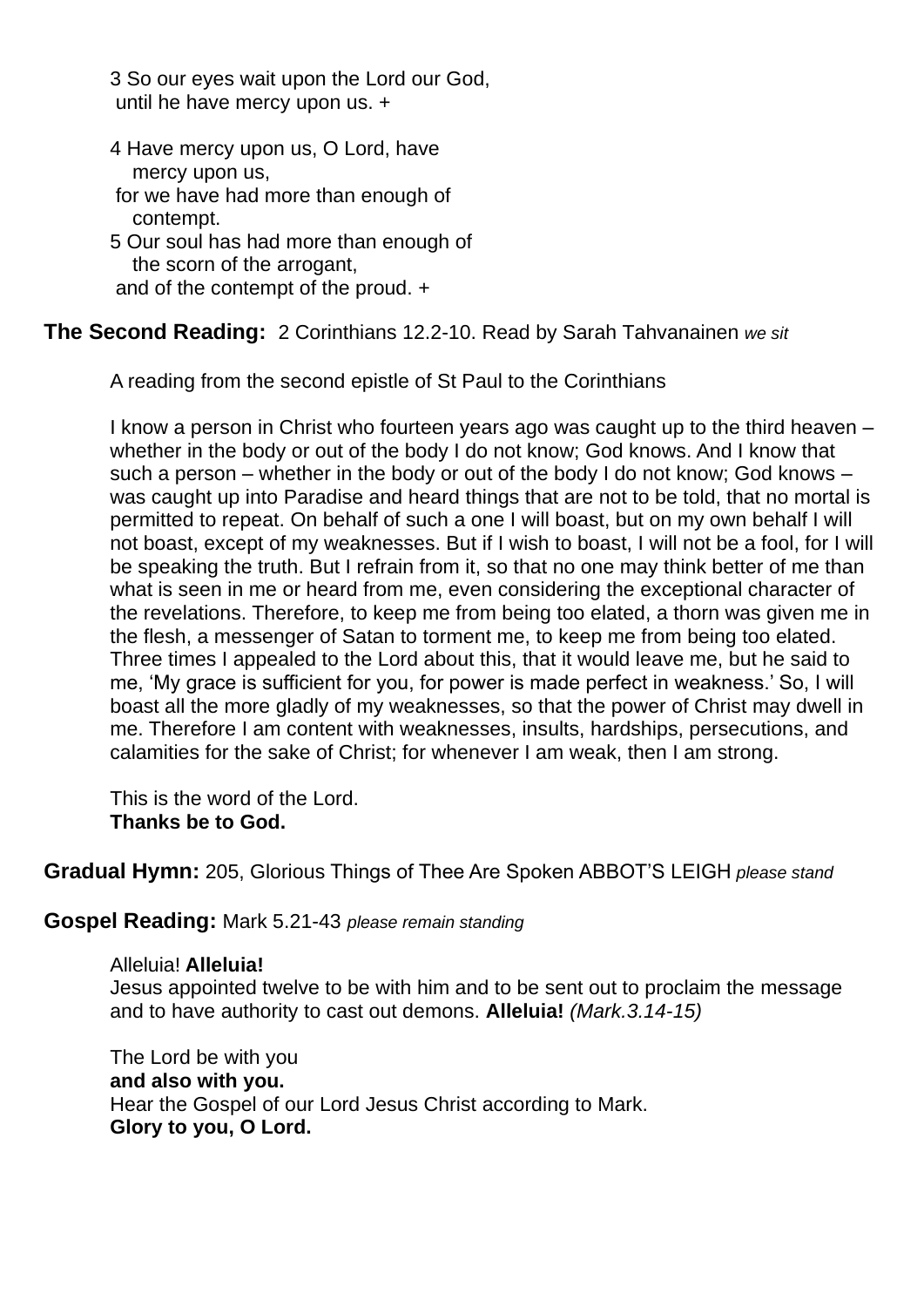3 So our eyes wait upon the Lord our God,
until he have mercy upon us. +

4 Have mercy upon us, O Lord, have mercy upon us,
for we have had more than enough of contempt.
5 Our soul has had more than enough of the scorn of the arrogant,
and of the contempt of the proud. +

**The Second Reading:** 2 Corinthians 12.2-10. Read by Sarah Tahvanainen *we sit*

A reading from the second epistle of St Paul to the Corinthians

I know a person in Christ who fourteen years ago was caught up to the third heaven – whether in the body or out of the body I do not know; God knows. And I know that such a person – whether in the body or out of the body I do not know; God knows – was caught up into Paradise and heard things that are not to be told, that no mortal is permitted to repeat. On behalf of such a one I will boast, but on my own behalf I will not boast, except of my weaknesses. But if I wish to boast, I will not be a fool, for I will be speaking the truth. But I refrain from it, so that no one may think better of me than what is seen in me or heard from me, even considering the exceptional character of the revelations. Therefore, to keep me from being too elated, a thorn was given me in the flesh, a messenger of Satan to torment me, to keep me from being too elated. Three times I appealed to the Lord about this, that it would leave me, but he said to me, 'My grace is sufficient for you, for power is made perfect in weakness.' So, I will boast all the more gladly of my weaknesses, so that the power of Christ may dwell in me. Therefore I am content with weaknesses, insults, hardships, persecutions, and calamities for the sake of Christ; for whenever I am weak, then I am strong.

This is the word of the Lord.
**Thanks be to God.**

**Gradual Hymn:** 205, Glorious Things of Thee Are Spoken ABBOT'S LEIGH *please stand*

**Gospel Reading:** Mark 5.21-43 *please remain standing*

Alleluia! **Alleluia!**
Jesus appointed twelve to be with him and to be sent out to proclaim the message and to have authority to cast out demons. **Alleluia!** *(Mark.3.14-15)*

The Lord be with you
**and also with you.**
Hear the Gospel of our Lord Jesus Christ according to Mark.
**Glory to you, O Lord.**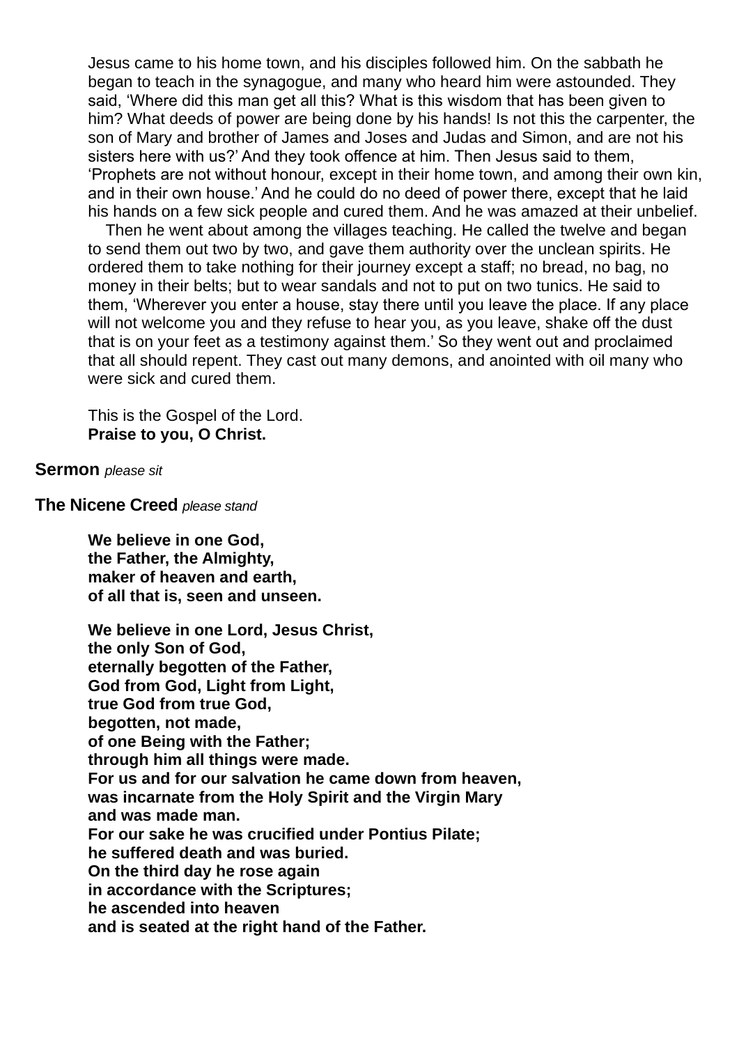Jesus came to his home town, and his disciples followed him. On the sabbath he began to teach in the synagogue, and many who heard him were astounded. They said, 'Where did this man get all this? What is this wisdom that has been given to him? What deeds of power are being done by his hands! Is not this the carpenter, the son of Mary and brother of James and Joses and Judas and Simon, and are not his sisters here with us?' And they took offence at him. Then Jesus said to them, 'Prophets are not without honour, except in their home town, and among their own kin, and in their own house.' And he could do no deed of power there, except that he laid his hands on a few sick people and cured them. And he was amazed at their unbelief.

Then he went about among the villages teaching. He called the twelve and began to send them out two by two, and gave them authority over the unclean spirits. He ordered them to take nothing for their journey except a staff; no bread, no bag, no money in their belts; but to wear sandals and not to put on two tunics. He said to them, 'Wherever you enter a house, stay there until you leave the place. If any place will not welcome you and they refuse to hear you, as you leave, shake off the dust that is on your feet as a testimony against them.' So they went out and proclaimed that all should repent. They cast out many demons, and anointed with oil many who were sick and cured them.

This is the Gospel of the Lord.
**Praise to you, O Christ.**

**Sermon** *please sit*

**The Nicene Creed** *please stand*

**We believe in one God,**
**the Father, the Almighty,**
**maker of heaven and earth,**
**of all that is, seen and unseen.**

**We believe in one Lord, Jesus Christ,**
**the only Son of God,**
**eternally begotten of the Father,**
**God from God, Light from Light,**
**true God from true God,**
**begotten, not made,**
**of one Being with the Father;**
**through him all things were made.**
**For us and for our salvation he came down from heaven,**
**was incarnate from the Holy Spirit and the Virgin Mary**
**and was made man.**
**For our sake he was crucified under Pontius Pilate;**
**he suffered death and was buried.**
**On the third day he rose again**
**in accordance with the Scriptures;**
**he ascended into heaven**
**and is seated at the right hand of the Father.**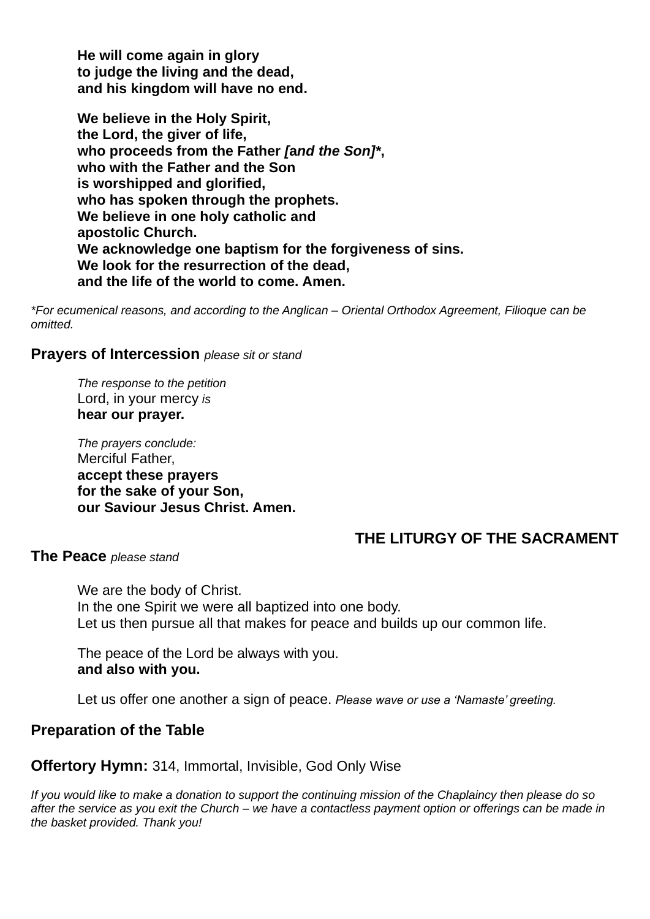**He will come again in glory**
**to judge the living and the dead,**
**and his kingdom will have no end.**

**We believe in the Holy Spirit,**
**the Lord, the giver of life,**
**who proceeds from the Father *[and the Son]****,
**who with the Father and the Son**
**is worshipped and glorified,**
**who has spoken through the prophets.**
**We believe in one holy catholic and**
**apostolic Church.**
**We acknowledge one baptism for the forgiveness of sins.**
**We look for the resurrection of the dead,**
**and the life of the world to come. Amen.**

**For ecumenical reasons, and according to the Anglican – Oriental Orthodox Agreement, Filioque can be omitted.*

## Prayers of Intercession *please sit or stand*

*The response to the petition*
Lord, in your mercy *is*
**hear our prayer.**

*The prayers conclude:*
Merciful Father,
**accept these prayers**
**for the sake of your Son,**
**our Saviour Jesus Christ. Amen.**

# THE LITURGY OF THE SACRAMENT

## The Peace *please stand*

We are the body of Christ.
In the one Spirit we were all baptized into one body.
Let us then pursue all that makes for peace and builds up our common life.

The peace of the Lord be always with you.
**and also with you.**

Let us offer one another a sign of peace. *Please wave or use a 'Namaste' greeting.*

## Preparation of the Table

**Offertory Hymn:** 314, Immortal, Invisible, God Only Wise

*If you would like to make a donation to support the continuing mission of the Chaplaincy then please do so after the service as you exit the Church – we have a contactless payment option or offerings can be made in the basket provided. Thank you!*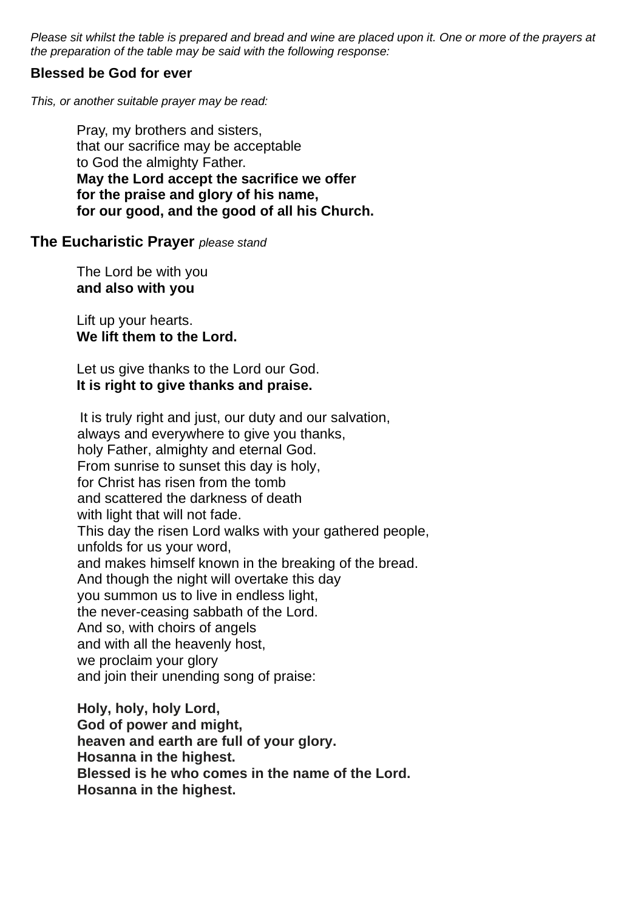*Please sit whilst the table is prepared and bread and wine are placed upon it. One or more of the prayers at the preparation of the table may be said with the following response:*

**Blessed be God for ever**

*This, or another suitable prayer may be read:*

Pray, my brothers and sisters,
that our sacrifice may be acceptable
to God the almighty Father.
**May the Lord accept the sacrifice we offer**
**for the praise and glory of his name,**
**for our good, and the good of all his Church.**

## The Eucharistic Prayer *please stand*

The Lord be with you
**and also with you**

Lift up your hearts.
**We lift them to the Lord.**

Let us give thanks to the Lord our God.
**It is right to give thanks and praise.**

It is truly right and just, our duty and our salvation,
always and everywhere to give you thanks,
holy Father, almighty and eternal God.
From sunrise to sunset this day is holy,
for Christ has risen from the tomb
and scattered the darkness of death
with light that will not fade.
This day the risen Lord walks with your gathered people,
unfolds for us your word,
and makes himself known in the breaking of the bread.
And though the night will overtake this day
you summon us to live in endless light,
the never-ceasing sabbath of the Lord.
And so, with choirs of angels
and with all the heavenly host,
we proclaim your glory
and join their unending song of praise:

**Holy, holy, holy Lord,**
**God of power and might,**
**heaven and earth are full of your glory.**
**Hosanna in the highest.**
**Blessed is he who comes in the name of the Lord.**
**Hosanna in the highest.**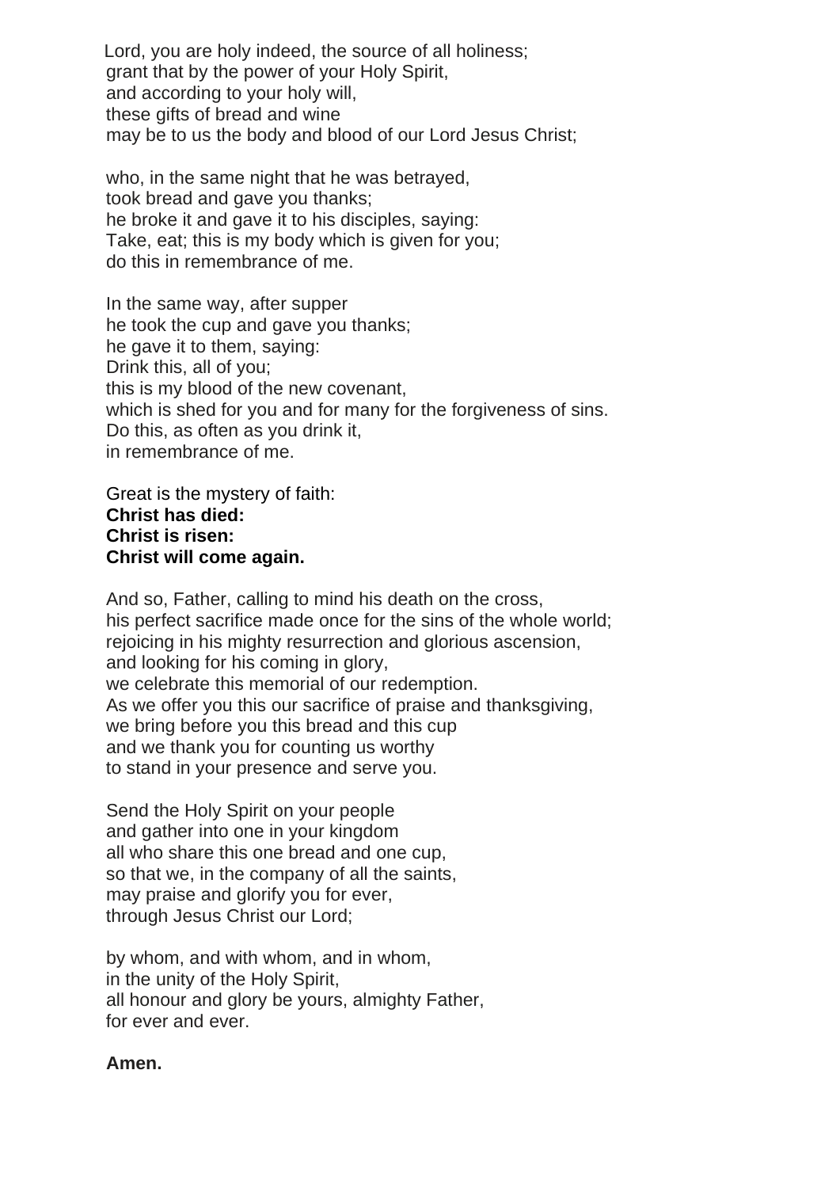Lord, you are holy indeed, the source of all holiness;
grant that by the power of your Holy Spirit,
and according to your holy will,
these gifts of bread and wine
may be to us the body and blood of our Lord Jesus Christ;

who, in the same night that he was betrayed,
took bread and gave you thanks;
he broke it and gave it to his disciples, saying:
Take, eat; this is my body which is given for you;
do this in remembrance of me.

In the same way, after supper
he took the cup and gave you thanks;
he gave it to them, saying:
Drink this, all of you;
this is my blood of the new covenant,
which is shed for you and for many for the forgiveness of sins.
Do this, as often as you drink it,
in remembrance of me.

Great is the mystery of faith:
**Christ has died:**
**Christ is risen:**
**Christ will come again.**

And so, Father, calling to mind his death on the cross,
his perfect sacrifice made once for the sins of the whole world;
rejoicing in his mighty resurrection and glorious ascension,
and looking for his coming in glory,
we celebrate this memorial of our redemption.
As we offer you this our sacrifice of praise and thanksgiving,
we bring before you this bread and this cup
and we thank you for counting us worthy
to stand in your presence and serve you.

Send the Holy Spirit on your people
and gather into one in your kingdom
all who share this one bread and one cup,
so that we, in the company of all the saints,
may praise and glorify you for ever,
through Jesus Christ our Lord;

by whom, and with whom, and in whom,
in the unity of the Holy Spirit,
all honour and glory be yours, almighty Father,
for ever and ever.

**Amen.**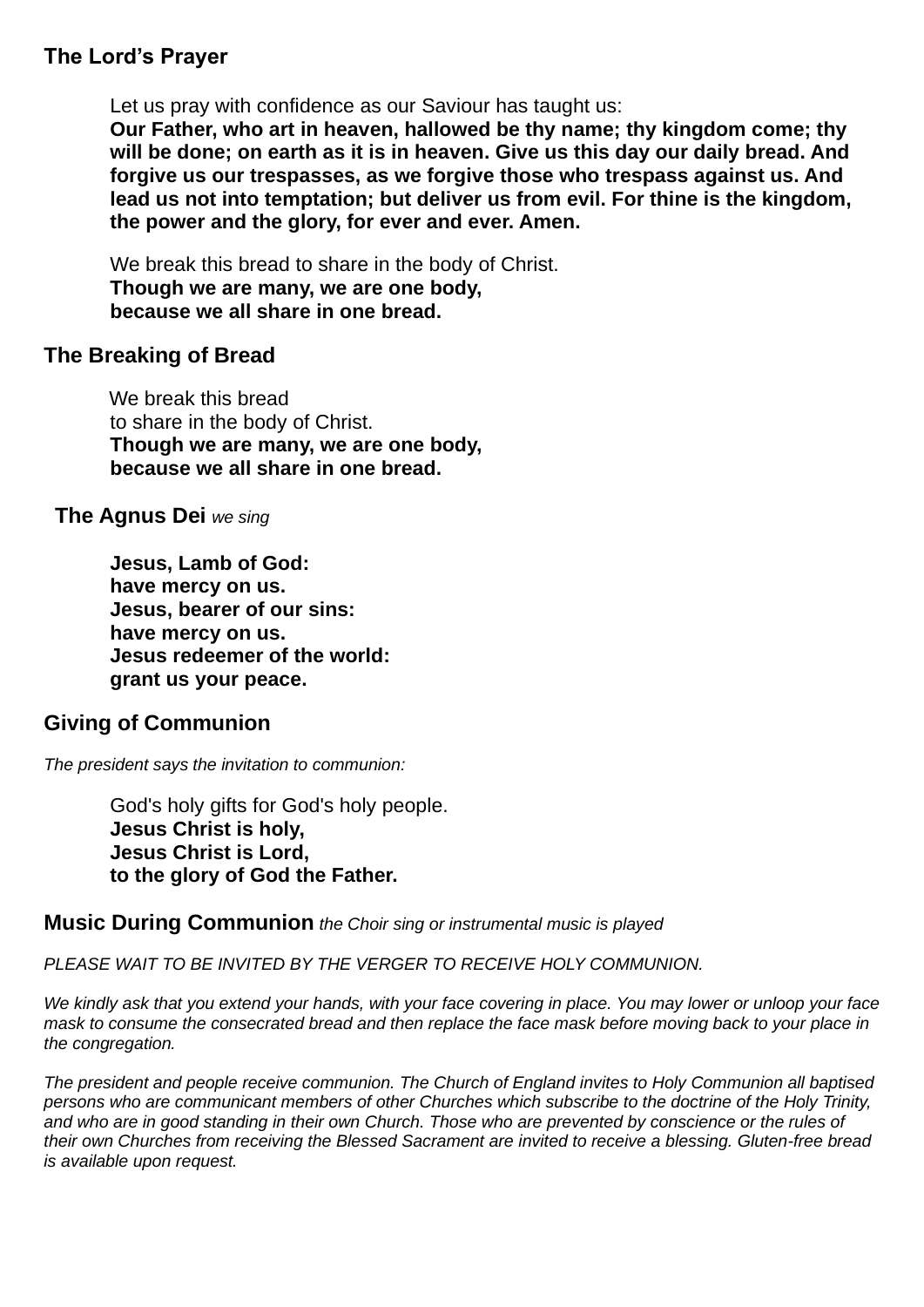## The Lord's Prayer

Let us pray with confidence as our Saviour has taught us:
**Our Father, who art in heaven, hallowed be thy name; thy kingdom come; thy will be done; on earth as it is in heaven. Give us this day our daily bread. And forgive us our trespasses, as we forgive those who trespass against us. And lead us not into temptation; but deliver us from evil. For thine is the kingdom, the power and the glory, for ever and ever. Amen.**

We break this bread to share in the body of Christ.
**Though we are many, we are one body,**
**because we all share in one bread.**

## The Breaking of Bread

We break this bread
to share in the body of Christ.
**Though we are many, we are one body,**
**because we all share in one bread.**

## The Agnus Dei *we sing*

**Jesus, Lamb of God:**
**have mercy on us.**
**Jesus, bearer of our sins:**
**have mercy on us.**
**Jesus redeemer of the world:**
**grant us your peace.**

## Giving of Communion

*The president says the invitation to communion:*

God's holy gifts for God's holy people.
**Jesus Christ is holy,**
**Jesus Christ is Lord,**
**to the glory of God the Father.**

## Music During Communion *the Choir sing or instrumental music is played*

*PLEASE WAIT TO BE INVITED BY THE VERGER TO RECEIVE HOLY COMMUNION.*

*We kindly ask that you extend your hands, with your face covering in place. You may lower or unloop your face mask to consume the consecrated bread and then replace the face mask before moving back to your place in the congregation.*

*The president and people receive communion. The Church of England invites to Holy Communion all baptised persons who are communicant members of other Churches which subscribe to the doctrine of the Holy Trinity, and who are in good standing in their own Church. Those who are prevented by conscience or the rules of their own Churches from receiving the Blessed Sacrament are invited to receive a blessing. Gluten-free bread is available upon request.*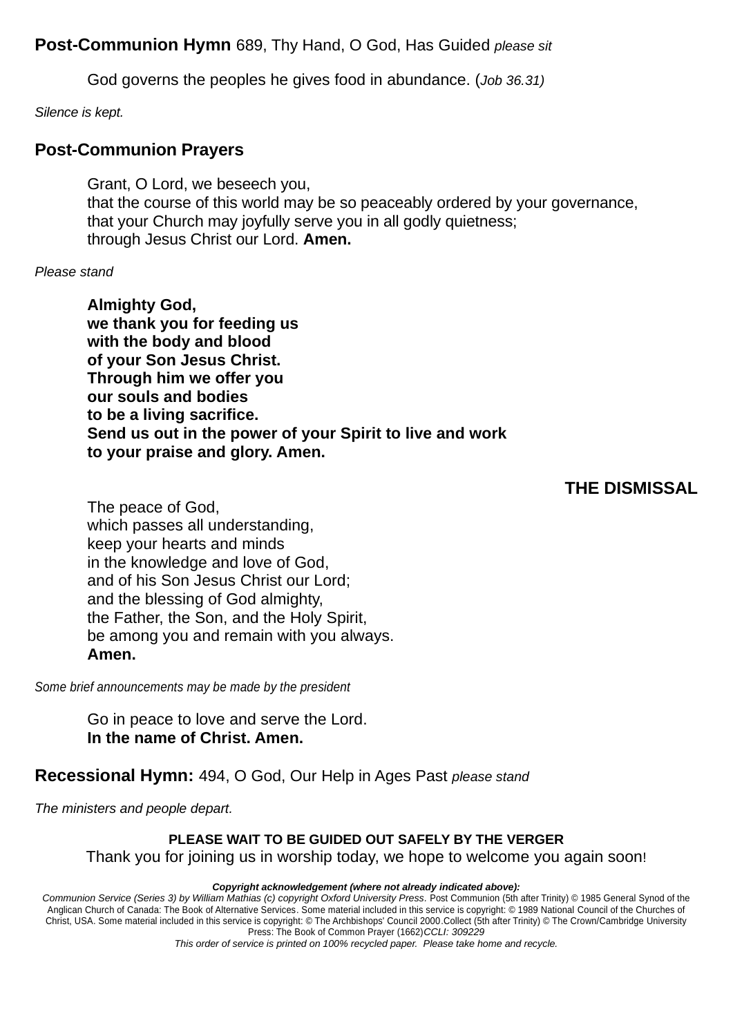**Post-Communion Hymn** 689, Thy Hand, O God, Has Guided *please sit*

God governs the peoples he gives food in abundance. (*Job 36.31)*

*Silence is kept.*

## Post-Communion Prayers

Grant, O Lord, we beseech you,
that the course of this world may be so peaceably ordered by your governance,
that your Church may joyfully serve you in all godly quietness;
through Jesus Christ our Lord. **Amen.**

*Please stand*

**Almighty God,**
**we thank you for feeding us**
**with the body and blood**
**of your Son Jesus Christ.**
**Through him we offer you**
**our souls and bodies**
**to be a living sacrifice.**
**Send us out in the power of your Spirit to live and work**
**to your praise and glory. Amen.**

## THE DISMISSAL

The peace of God,
which passes all understanding,
keep your hearts and minds
in the knowledge and love of God,
and of his Son Jesus Christ our Lord;
and the blessing of God almighty,
the Father, the Son, and the Holy Spirit,
be among you and remain with you always.
**Amen.**

*Some brief announcements may be made by the president*

Go in peace to love and serve the Lord.
**In the name of Christ. Amen.**

**Recessional Hymn:** 494, O God, Our Help in Ages Past *please stand*

*The ministers and people depart.*

**PLEASE WAIT TO BE GUIDED OUT SAFELY BY THE VERGER**

Thank you for joining us in worship today, we hope to welcome you again soon!

***Copyright acknowledgement (where not already indicated above):***
*Communion Service (Series 3) by William Mathias (c) copyright Oxford University Press.* Post Communion (5th after Trinity) © 1985 General Synod of the Anglican Church of Canada: The Book of Alternative Services. Some material included in this service is copyright: © 1989 National Council of the Churches of Christ, USA. Some material included in this service is copyright: © The Archbishops' Council 2000.Collect (5th after Trinity) © The Crown/Cambridge University Press: The Book of Common Prayer (1662)*CCLI: 309229*
*This order of service is printed on 100% recycled paper. Please take home and recycle.*